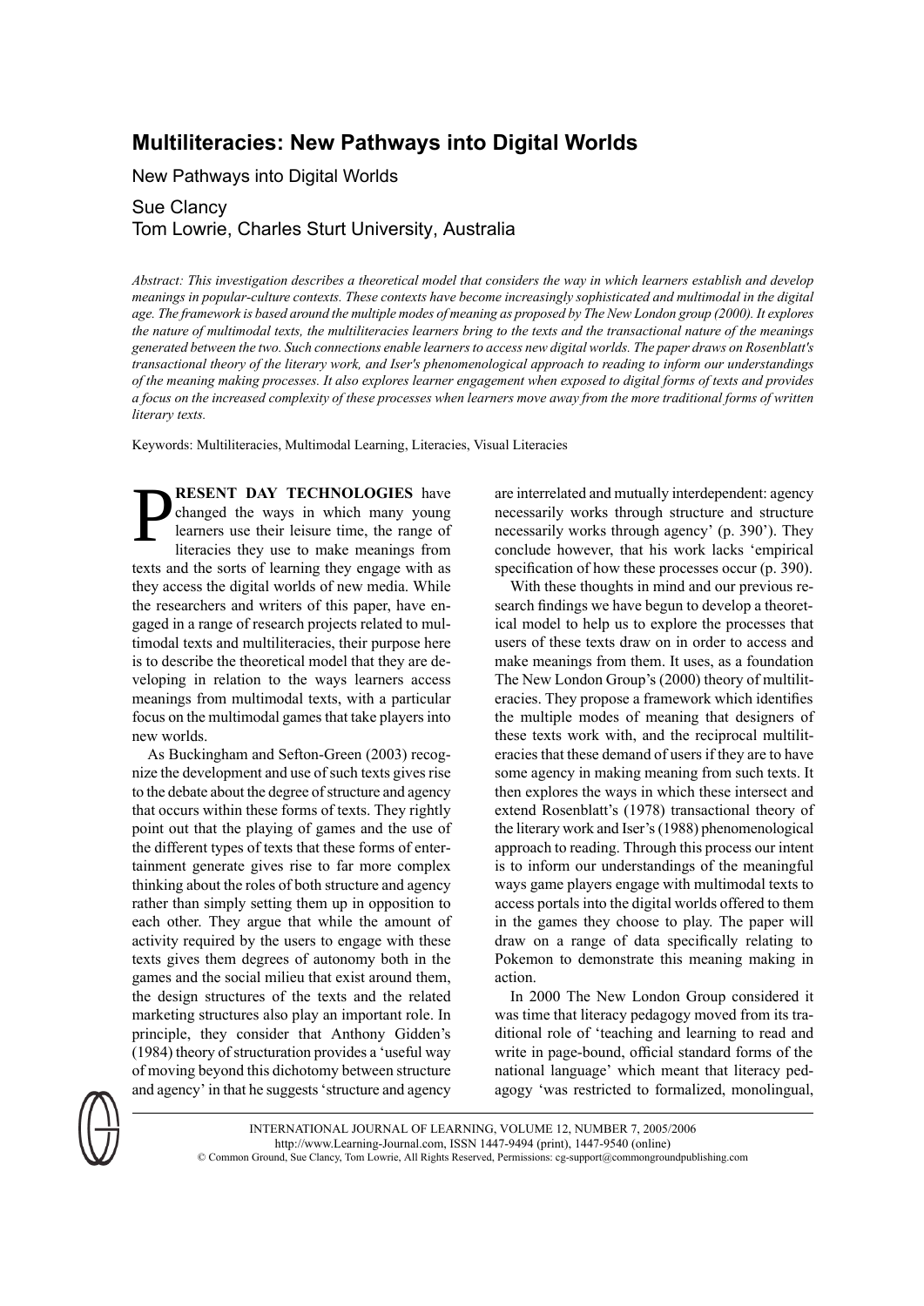# Multiliteracies: New Pathways into Digital Worlds

New Pathways into Digital Worlds

Sue Clancy
Tom Lowrie, Charles Sturt University, Australia

*Abstract: This investigation describes a theoretical model that considers the way in which learners establish and develop meanings in popular-culture contexts. These contexts have become increasingly sophisticated and multimodal in the digital age. The framework is based around the multiple modes of meaning as proposed by The New London group (2000). It explores the nature of multimodal texts, the multiliteracies learners bring to the texts and the transactional nature of the meanings generated between the two. Such connections enable learners to access new digital worlds. The paper draws on Rosenblatt's transactional theory of the literary work, and Iser's phenomenological approach to reading to inform our understandings of the meaning making processes. It also explores learner engagement when exposed to digital forms of texts and provides a focus on the increased complexity of these processes when learners move away from the more traditional forms of written literary texts.*

Keywords: Multiliteracies, Multimodal Learning, Literacies, Visual Literacies

**PRESENT DAY TECHNOLOGIES** have changed the ways in which many young learners use their leisure time, the range of literacies they use to make meanings from texts and the sorts of learning they engage with as they access the digital worlds of new media. While the researchers and writers of this paper, have engaged in a range of research projects related to multimodal texts and multiliteracies, their purpose here is to describe the theoretical model that they are developing in relation to the ways learners access meanings from multimodal texts, with a particular focus on the multimodal games that take players into new worlds.

As Buckingham and Sefton-Green (2003) recognize the development and use of such texts gives rise to the debate about the degree of structure and agency that occurs within these forms of texts. They rightly point out that the playing of games and the use of the different types of texts that these forms of entertainment generate gives rise to far more complex thinking about the roles of both structure and agency rather than simply setting them up in opposition to each other. They argue that while the amount of activity required by the users to engage with these texts gives them degrees of autonomy both in the games and the social milieu that exist around them, the design structures of the texts and the related marketing structures also play an important role. In principle, they consider that Anthony Gidden's (1984) theory of structuration provides a 'useful way of moving beyond this dichotomy between structure and agency' in that he suggests 'structure and agency are interrelated and mutually interdependent: agency necessarily works through structure and structure necessarily works through agency' (p. 390'). They conclude however, that his work lacks 'empirical specification of how these processes occur (p. 390).

With these thoughts in mind and our previous research findings we have begun to develop a theoretical model to help us to explore the processes that users of these texts draw on in order to access and make meanings from them. It uses, as a foundation The New London Group's (2000) theory of multiliteracies. They propose a framework which identifies the multiple modes of meaning that designers of these texts work with, and the reciprocal multiliteracies that these demand of users if they are to have some agency in making meaning from such texts. It then explores the ways in which these intersect and extend Rosenblatt's (1978) transactional theory of the literary work and Iser's (1988) phenomenological approach to reading. Through this process our intent is to inform our understandings of the meaningful ways game players engage with multimodal texts to access portals into the digital worlds offered to them in the games they choose to play. The paper will draw on a range of data specifically relating to Pokemon to demonstrate this meaning making in action.

In 2000 The New London Group considered it was time that literacy pedagogy moved from its traditional role of 'teaching and learning to read and write in page-bound, official standard forms of the national language' which meant that literacy pedagogy 'was restricted to formalized, monolingual,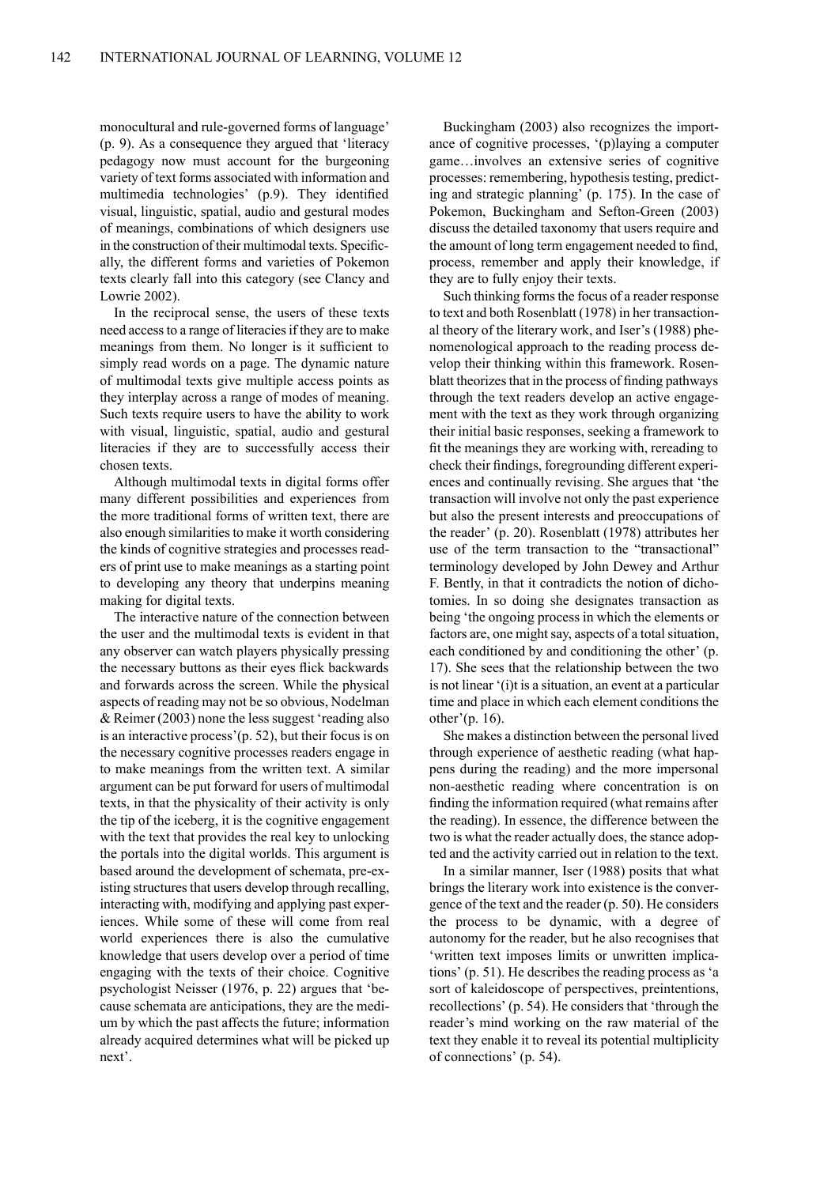monocultural and rule-governed forms of language' (p. 9). As a consequence they argued that 'literacy pedagogy now must account for the burgeoning variety of text forms associated with information and multimedia technologies' (p.9). They identified visual, linguistic, spatial, audio and gestural modes of meanings, combinations of which designers use in the construction of their multimodal texts. Specifically, the different forms and varieties of Pokemon texts clearly fall into this category (see Clancy and Lowrie 2002).

In the reciprocal sense, the users of these texts need access to a range of literacies if they are to make meanings from them. No longer is it sufficient to simply read words on a page. The dynamic nature of multimodal texts give multiple access points as they interplay across a range of modes of meaning. Such texts require users to have the ability to work with visual, linguistic, spatial, audio and gestural literacies if they are to successfully access their chosen texts.

Although multimodal texts in digital forms offer many different possibilities and experiences from the more traditional forms of written text, there are also enough similarities to make it worth considering the kinds of cognitive strategies and processes readers of print use to make meanings as a starting point to developing any theory that underpins meaning making for digital texts.

The interactive nature of the connection between the user and the multimodal texts is evident in that any observer can watch players physically pressing the necessary buttons as their eyes flick backwards and forwards across the screen. While the physical aspects of reading may not be so obvious, Nodelman & Reimer (2003) none the less suggest 'reading also is an interactive process'(p. 52), but their focus is on the necessary cognitive processes readers engage in to make meanings from the written text. A similar argument can be put forward for users of multimodal texts, in that the physicality of their activity is only the tip of the iceberg, it is the cognitive engagement with the text that provides the real key to unlocking the portals into the digital worlds. This argument is based around the development of schemata, pre-existing structures that users develop through recalling, interacting with, modifying and applying past experiences. While some of these will come from real world experiences there is also the cumulative knowledge that users develop over a period of time engaging with the texts of their choice. Cognitive psychologist Neisser (1976, p. 22) argues that 'because schemata are anticipations, they are the medium by which the past affects the future; information already acquired determines what will be picked up next'.

Buckingham (2003) also recognizes the importance of cognitive processes, '(p)laying a computer game…involves an extensive series of cognitive processes: remembering, hypothesis testing, predicting and strategic planning' (p. 175). In the case of Pokemon, Buckingham and Sefton-Green (2003) discuss the detailed taxonomy that users require and the amount of long term engagement needed to find, process, remember and apply their knowledge, if they are to fully enjoy their texts.

Such thinking forms the focus of a reader response to text and both Rosenblatt (1978) in her transactional theory of the literary work, and Iser's (1988) phenomenological approach to the reading process develop their thinking within this framework. Rosenblatt theorizes that in the process of finding pathways through the text readers develop an active engagement with the text as they work through organizing their initial basic responses, seeking a framework to fit the meanings they are working with, rereading to check their findings, foregrounding different experiences and continually revising. She argues that 'the transaction will involve not only the past experience but also the present interests and preoccupations of the reader' (p. 20). Rosenblatt (1978) attributes her use of the term transaction to the "transactional" terminology developed by John Dewey and Arthur F. Bently, in that it contradicts the notion of dichotomies. In so doing she designates transaction as being 'the ongoing process in which the elements or factors are, one might say, aspects of a total situation, each conditioned by and conditioning the other' (p. 17). She sees that the relationship between the two is not linear '(i)t is a situation, an event at a particular time and place in which each element conditions the other'(p. 16).

She makes a distinction between the personal lived through experience of aesthetic reading (what happens during the reading) and the more impersonal non-aesthetic reading where concentration is on finding the information required (what remains after the reading). In essence, the difference between the two is what the reader actually does, the stance adopted and the activity carried out in relation to the text.

In a similar manner, Iser (1988) posits that what brings the literary work into existence is the convergence of the text and the reader (p. 50). He considers the process to be dynamic, with a degree of autonomy for the reader, but he also recognises that 'written text imposes limits or unwritten implications' (p. 51). He describes the reading process as 'a sort of kaleidoscope of perspectives, preintentions, recollections' (p. 54). He considers that 'through the reader's mind working on the raw material of the text they enable it to reveal its potential multiplicity of connections' (p. 54).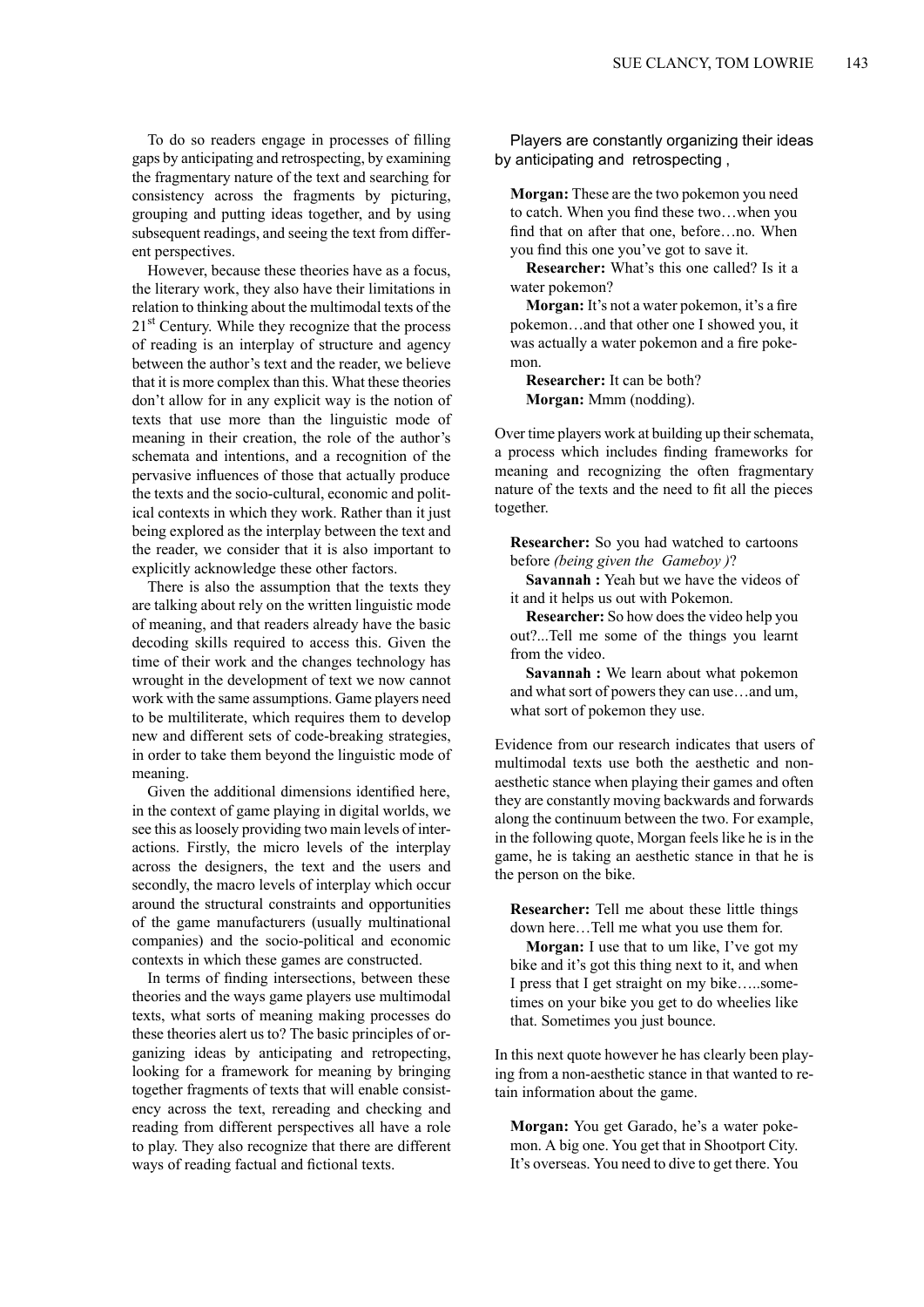To do so readers engage in processes of filling gaps by anticipating and retrospecting, by examining the fragmentary nature of the text and searching for consistency across the fragments by picturing, grouping and putting ideas together, and by using subsequent readings, and seeing the text from different perspectives.

However, because these theories have as a focus, the literary work, they also have their limitations in relation to thinking about the multimodal texts of the 21st Century. While they recognize that the process of reading is an interplay of structure and agency between the author's text and the reader, we believe that it is more complex than this. What these theories don't allow for in any explicit way is the notion of texts that use more than the linguistic mode of meaning in their creation, the role of the author's schemata and intentions, and a recognition of the pervasive influences of those that actually produce the texts and the socio-cultural, economic and political contexts in which they work. Rather than it just being explored as the interplay between the text and the reader, we consider that it is also important to explicitly acknowledge these other factors.

There is also the assumption that the texts they are talking about rely on the written linguistic mode of meaning, and that readers already have the basic decoding skills required to access this. Given the time of their work and the changes technology has wrought in the development of text we now cannot work with the same assumptions. Game players need to be multiliterate, which requires them to develop new and different sets of code-breaking strategies, in order to take them beyond the linguistic mode of meaning.

Given the additional dimensions identified here, in the context of game playing in digital worlds, we see this as loosely providing two main levels of interactions. Firstly, the micro levels of the interplay across the designers, the text and the users and secondly, the macro levels of interplay which occur around the structural constraints and opportunities of the game manufacturers (usually multinational companies) and the socio-political and economic contexts in which these games are constructed.

In terms of finding intersections, between these theories and the ways game players use multimodal texts, what sorts of meaning making processes do these theories alert us to? The basic principles of organizing ideas by anticipating and retropecting, looking for a framework for meaning by bringing together fragments of texts that will enable consistency across the text, rereading and checking and reading from different perspectives all have a role to play. They also recognize that there are different ways of reading factual and fictional texts.

Players are constantly organizing their ideas by anticipating and retrospecting ,

> **Morgan:** These are the two pokemon you need to catch. When you find these two…when you find that on after that one, before…no. When you find this one you've got to save it.
>
> **Researcher:** What's this one called? Is it a water pokemon?
>
> **Morgan:** It's not a water pokemon, it's a fire pokemon…and that other one I showed you, it was actually a water pokemon and a fire pokemon.
>
> **Researcher:** It can be both?
>
> **Morgan:** Mmm (nodding).

Over time players work at building up their schemata, a process which includes finding frameworks for meaning and recognizing the often fragmentary nature of the texts and the need to fit all the pieces together.

> **Researcher:** So you had watched to cartoons before *(being given the Gameboy )*?
>
> **Savannah :** Yeah but we have the videos of it and it helps us out with Pokemon.
>
> **Researcher:** So how does the video help you out?...Tell me some of the things you learnt from the video.
>
> **Savannah :** We learn about what pokemon and what sort of powers they can use…and um, what sort of pokemon they use.

Evidence from our research indicates that users of multimodal texts use both the aesthetic and non-aesthetic stance when playing their games and often they are constantly moving backwards and forwards along the continuum between the two. For example, in the following quote, Morgan feels like he is in the game, he is taking an aesthetic stance in that he is the person on the bike.

> **Researcher:** Tell me about these little things down here…Tell me what you use them for.
>
> **Morgan:** I use that to um like, I've got my bike and it's got this thing next to it, and when I press that I get straight on my bike…..sometimes on your bike you get to do wheelies like that. Sometimes you just bounce.

In this next quote however he has clearly been playing from a non-aesthetic stance in that wanted to retain information about the game.

> **Morgan:** You get Garado, he's a water pokemon. A big one. You get that in Shootport City. It's overseas. You need to dive to get there. You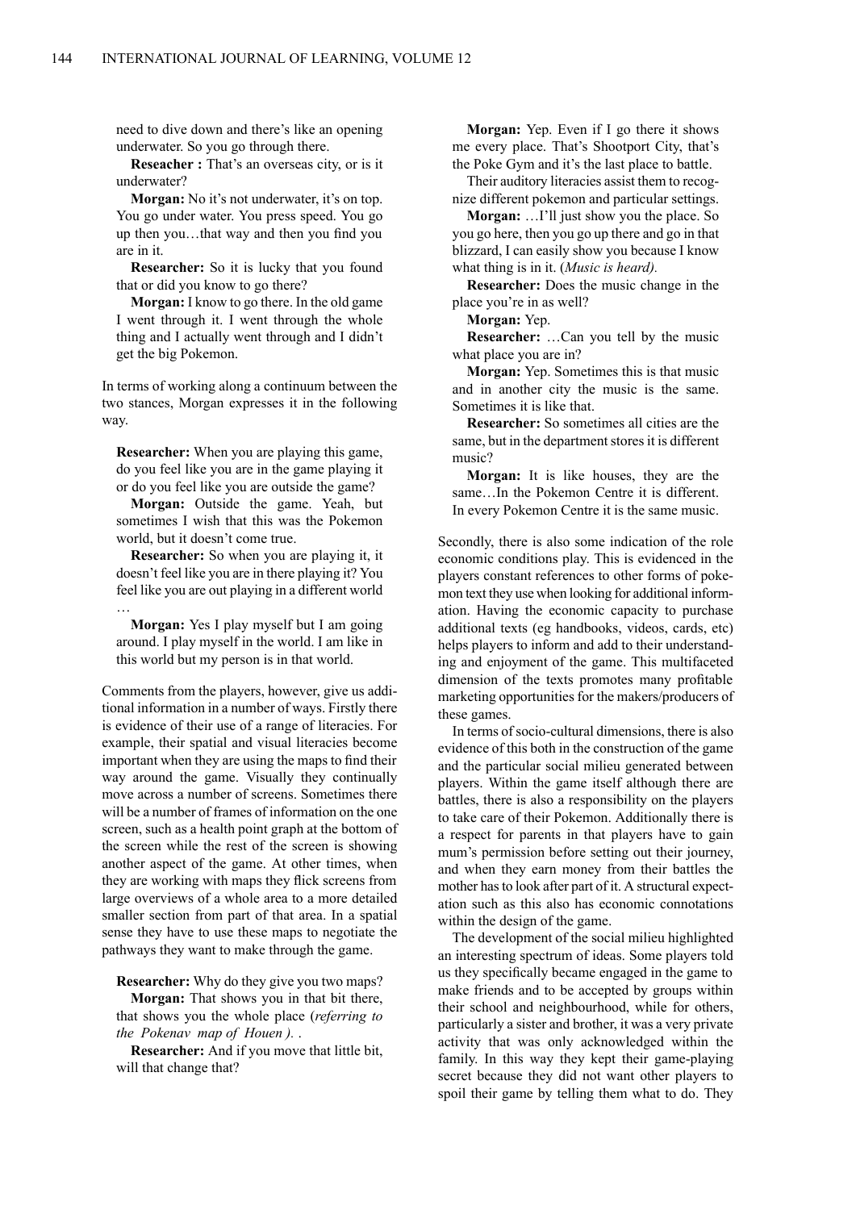need to dive down and there's like an opening underwater. So you go through there.

**Reseacher :** That's an overseas city, or is it underwater?

**Morgan:** No it's not underwater, it's on top. You go under water. You press speed. You go up then you…that way and then you find you are in it.

**Researcher:** So it is lucky that you found that or did you know to go there?

**Morgan:** I know to go there. In the old game I went through it. I went through the whole thing and I actually went through and I didn't get the big Pokemon.

In terms of working along a continuum between the two stances, Morgan expresses it in the following way.

**Researcher:** When you are playing this game, do you feel like you are in the game playing it or do you feel like you are outside the game?

**Morgan:** Outside the game. Yeah, but sometimes I wish that this was the Pokemon world, but it doesn't come true.

**Researcher:** So when you are playing it, it doesn't feel like you are in there playing it? You feel like you are out playing in a different world …

**Morgan:** Yes I play myself but I am going around. I play myself in the world. I am like in this world but my person is in that world.

Comments from the players, however, give us additional information in a number of ways. Firstly there is evidence of their use of a range of literacies. For example, their spatial and visual literacies become important when they are using the maps to find their way around the game. Visually they continually move across a number of screens. Sometimes there will be a number of frames of information on the one screen, such as a health point graph at the bottom of the screen while the rest of the screen is showing another aspect of the game. At other times, when they are working with maps they flick screens from large overviews of a whole area to a more detailed smaller section from part of that area. In a spatial sense they have to use these maps to negotiate the pathways they want to make through the game.

**Researcher:** Why do they give you two maps?

**Morgan:** That shows you in that bit there, that shows you the whole place (*referring to the Pokenav map of Houen ).* .

**Researcher:** And if you move that little bit, will that change that?

**Morgan:** Yep. Even if I go there it shows me every place. That's Shootport City, that's the Poke Gym and it's the last place to battle.

Their auditory literacies assist them to recognize different pokemon and particular settings.

**Morgan:** …I'll just show you the place. So you go here, then you go up there and go in that blizzard, I can easily show you because I know what thing is in it. (*Music is heard).*

**Researcher:** Does the music change in the place you're in as well?

**Morgan:** Yep.

**Researcher:** …Can you tell by the music what place you are in?

**Morgan:** Yep. Sometimes this is that music and in another city the music is the same. Sometimes it is like that.

**Researcher:** So sometimes all cities are the same, but in the department stores it is different music?

**Morgan:** It is like houses, they are the same…In the Pokemon Centre it is different. In every Pokemon Centre it is the same music.

Secondly, there is also some indication of the role economic conditions play. This is evidenced in the players constant references to other forms of pokemon text they use when looking for additional information. Having the economic capacity to purchase additional texts (eg handbooks, videos, cards, etc) helps players to inform and add to their understanding and enjoyment of the game. This multifaceted dimension of the texts promotes many profitable marketing opportunities for the makers/producers of these games.

In terms of socio-cultural dimensions, there is also evidence of this both in the construction of the game and the particular social milieu generated between players. Within the game itself although there are battles, there is also a responsibility on the players to take care of their Pokemon. Additionally there is a respect for parents in that players have to gain mum's permission before setting out their journey, and when they earn money from their battles the mother has to look after part of it. A structural expectation such as this also has economic connotations within the design of the game.

The development of the social milieu highlighted an interesting spectrum of ideas. Some players told us they specifically became engaged in the game to make friends and to be accepted by groups within their school and neighbourhood, while for others, particularly a sister and brother, it was a very private activity that was only acknowledged within the family. In this way they kept their game-playing secret because they did not want other players to spoil their game by telling them what to do. They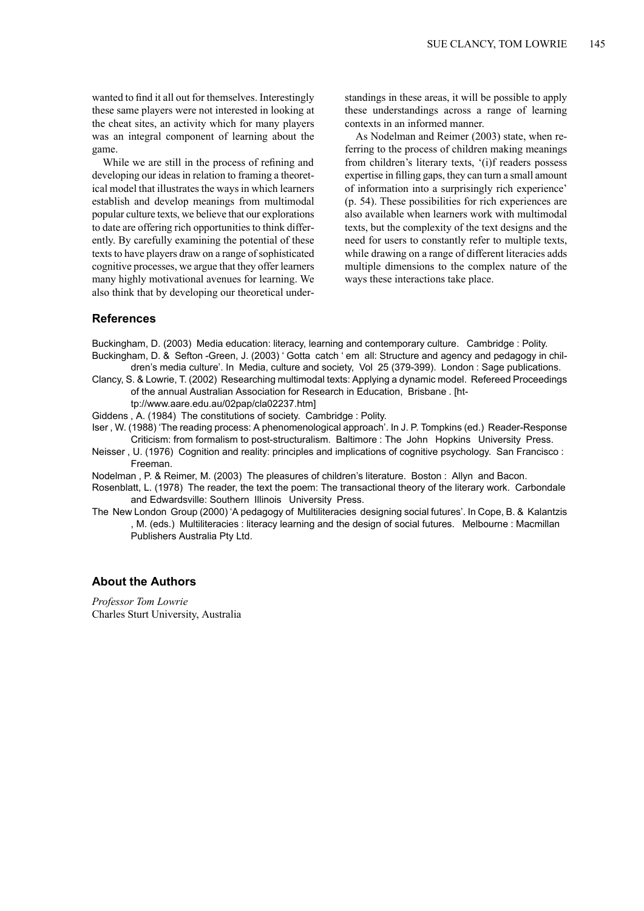wanted to find it all out for themselves. Interestingly these same players were not interested in looking at the cheat sites, an activity which for many players was an integral component of learning about the game.

While we are still in the process of refining and developing our ideas in relation to framing a theoretical model that illustrates the ways in which learners establish and develop meanings from multimodal popular culture texts, we believe that our explorations to date are offering rich opportunities to think differently. By carefully examining the potential of these texts to have players draw on a range of sophisticated cognitive processes, we argue that they offer learners many highly motivational avenues for learning. We also think that by developing our theoretical understandings in these areas, it will be possible to apply these understandings across a range of learning contexts in an informed manner.

As Nodelman and Reimer (2003) state, when referring to the process of children making meanings from children's literary texts, '(i)f readers possess expertise in filling gaps, they can turn a small amount of information into a surprisingly rich experience' (p. 54). These possibilities for rich experiences are also available when learners work with multimodal texts, but the complexity of the text designs and the need for users to constantly refer to multiple texts, while drawing on a range of different literacies adds multiple dimensions to the complex nature of the ways these interactions take place.

## References

Buckingham, D. (2003) Media education: literacy, learning and contemporary culture. Cambridge : Polity.

Buckingham, D. & Sefton -Green, J. (2003) ' Gotta catch ' em all: Structure and agency and pedagogy in children's media culture'. In Media, culture and society, Vol 25 (379-399). London : Sage publications.

Clancy, S. & Lowrie, T. (2002) Researching multimodal texts: Applying a dynamic model. Refereed Proceedings of the annual Australian Association for Research in Education, Brisbane . [http://www.aare.edu.au/02pap/cla02237.htm]

Giddens , A. (1984) The constitutions of society. Cambridge : Polity.

Iser , W. (1988) 'The reading process: A phenomenological approach'. In J. P. Tompkins (ed.) Reader-Response Criticism: from formalism to post-structuralism. Baltimore : The John Hopkins University Press.

Neisser , U. (1976) Cognition and reality: principles and implications of cognitive psychology. San Francisco : Freeman.

Nodelman , P. & Reimer, M. (2003) The pleasures of children's literature. Boston : Allyn and Bacon.

Rosenblatt, L. (1978) The reader, the text the poem: The transactional theory of the literary work. Carbondale and Edwardsville: Southern Illinois University Press.

The New London Group (2000) 'A pedagogy of Multiliteracies designing social futures'. In Cope, B. & Kalantzis , M. (eds.) Multiliteracies : literacy learning and the design of social futures. Melbourne : Macmillan Publishers Australia Pty Ltd.

## About the Authors

*Professor Tom Lowrie*
Charles Sturt University, Australia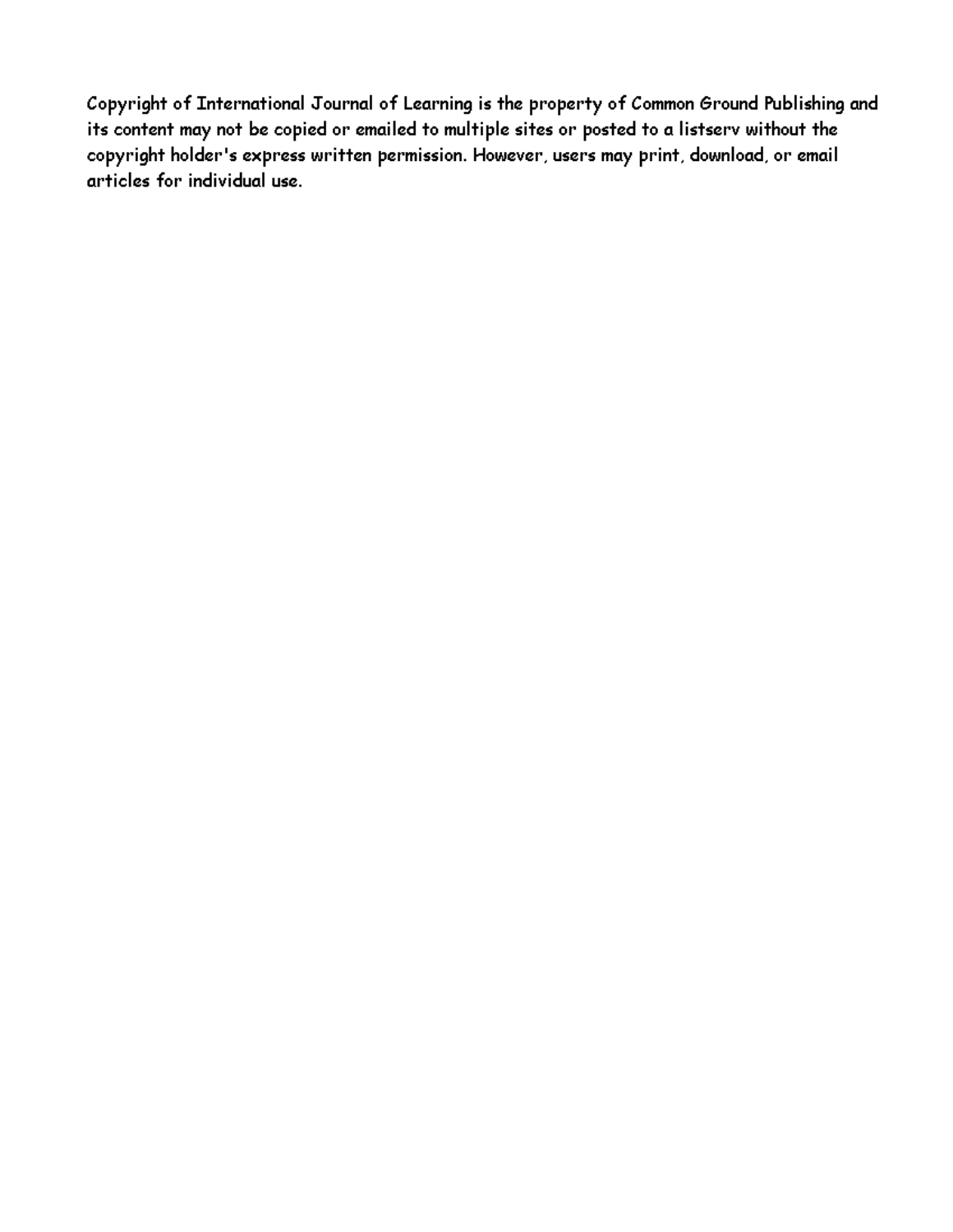Copyright of International Journal of Learning is the property of Common Ground Publishing and its content may not be copied or emailed to multiple sites or posted to a listserv without the copyright holder's express written permission. However, users may print, download, or email articles for individual use.